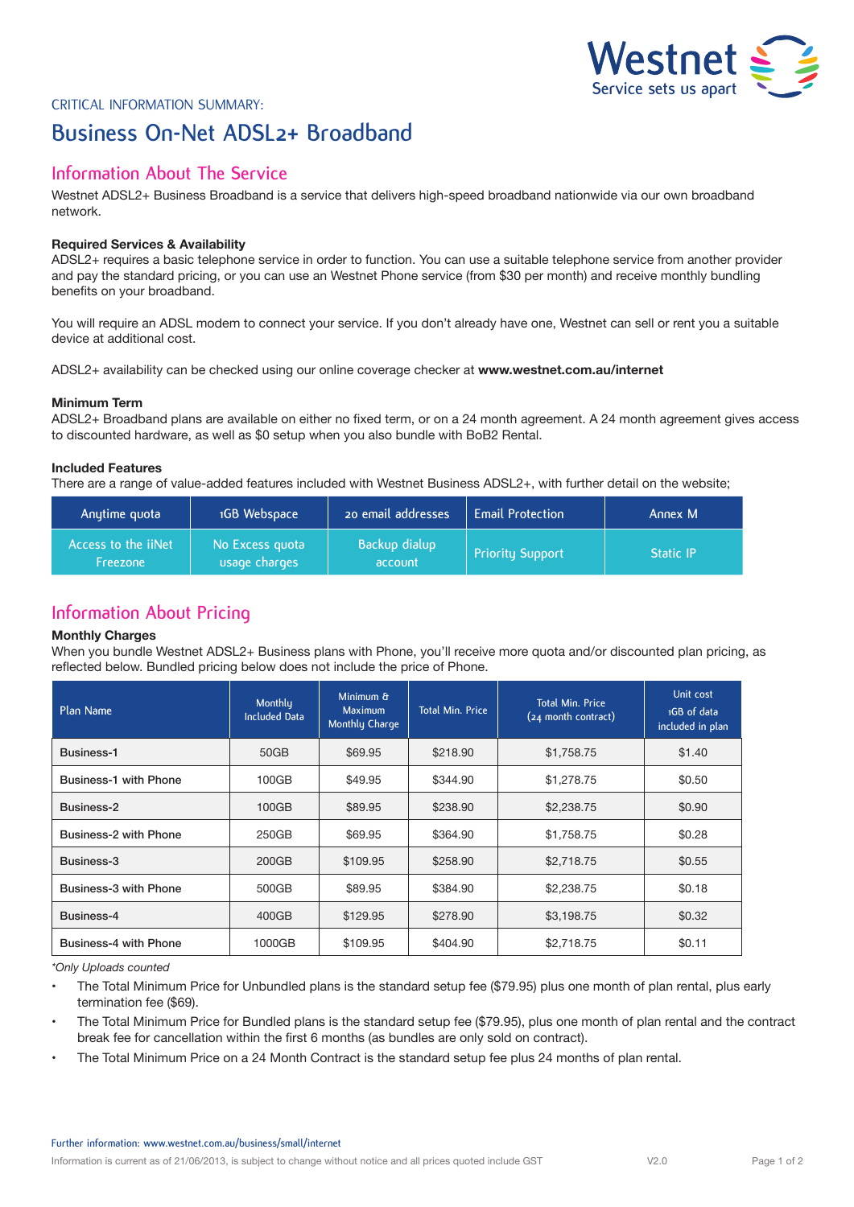CRITICAL INFORMATION SUMMARY:

# Business On-Net ADSL2+ Broadband

## Information About The Service

Westnet ADSL2+ Business Broadband is a service that delivers high-speed broadband nationwide via our own broadband network.

**Required Services & Availability**

ADSL2+ requires a basic telephone service in order to function. You can use a suitable telephone service from another provider and pay the standard pricing, or you can use an Westnet Phone service (from $30 per month) and receive monthly bundling benefits on your broadband.

You will require an ADSL modem to connect your service. If you don't already have one, Westnet can sell or rent you a suitable device at additional cost.

ADSL2+ availability can be checked using our online coverage checker at **www.westnet.com.au/internet**

**Minimum Term**

ADSL2+ Broadband plans are available on either no fixed term, or on a 24 month agreement. A 24 month agreement gives access to discounted hardware, as well as $0 setup when you also bundle with BoB2 Rental.

**Included Features**

There are a range of value-added features included with Westnet Business ADSL2+, with further detail on the website;

| Anytime quota | 1GB Webspace | 20 email addresses | Email Protection | Annex M |
|---|---|---|---|---|
| Access to the iiNet Freezone | No Excess quota usage charges | Backup dialup account | Priority Support | Static IP |

## Information About Pricing

**Monthly Charges**

When you bundle Westnet ADSL2+ Business plans with Phone, you'll receive more quota and/or discounted plan pricing, as reflected below. Bundled pricing below does not include the price of Phone.

| Plan Name | Monthly Included Data | Minimum & Maximum Monthly Charge | Total Min. Price | Total Min. Price (24 month contract) | Unit cost 1GB of data included in plan |
|---|---|---|---|---|---|
| Business-1 | 50GB | $69.95 | $218.90 | $1,758.75 | $1.40 |
| Business-1 with Phone | 100GB | $49.95 | $344.90 | $1,278.75 | $0.50 |
| Business-2 | 100GB | $89.95 | $238.90 | $2,238.75 | $0.90 |
| Business-2 with Phone | 250GB | $69.95 | $364.90 | $1,758.75 | $0.28 |
| Business-3 | 200GB | $109.95 | $258.90 | $2,718.75 | $0.55 |
| Business-3 with Phone | 500GB | $89.95 | $384.90 | $2,238.75 | $0.18 |
| Business-4 | 400GB | $129.95 | $278.90 | $3,198.75 | $0.32 |
| Business-4 with Phone | 1000GB | $109.95 | $404.90 | $2,718.75 | $0.11 |

*\*Only Uploads counted*

- The Total Minimum Price for Unbundled plans is the standard setup fee ($79.95) plus one month of plan rental, plus early termination fee ($69).
- The Total Minimum Price for Bundled plans is the standard setup fee ($79.95), plus one month of plan rental and the contract break fee for cancellation within the first 6 months (as bundles are only sold on contract).
- The Total Minimum Price on a 24 Month Contract is the standard setup fee plus 24 months of plan rental.

Further information: www.westnet.com.au/business/small/internet

Information is current as of 21/06/2013, is subject to change without notice and all prices quoted include GST

V2.0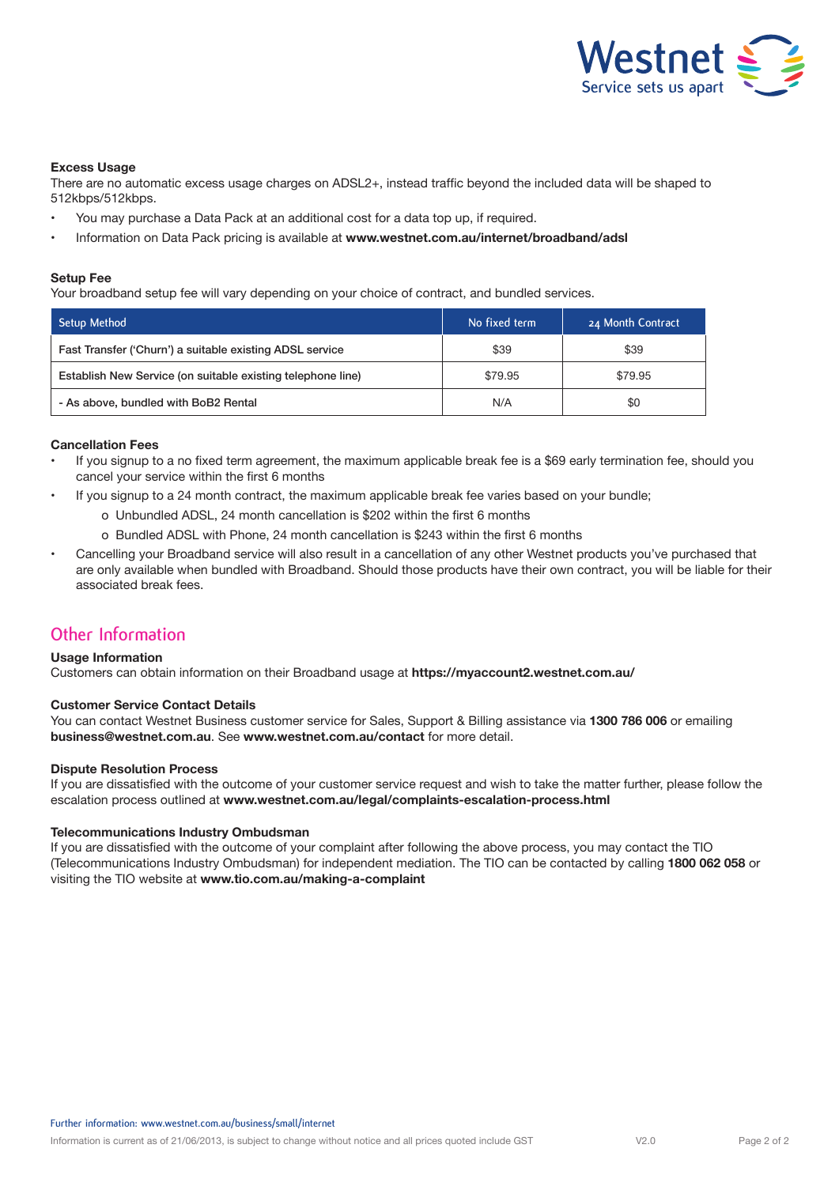### Excess Usage

There are no automatic excess usage charges on ADSL2+, instead traffic beyond the included data will be shaped to 512kbps/512kbps.

- You may purchase a Data Pack at an additional cost for a data top up, if required.
- Information on Data Pack pricing is available at **www.westnet.com.au/internet/broadband/adsl**

### Setup Fee

Your broadband setup fee will vary depending on your choice of contract, and bundled services.

| Setup Method | No fixed term | 24 Month Contract |
|---|---|---|
| Fast Transfer ('Churn') a suitable existing ADSL service | $39 | $39 |
| Establish New Service (on suitable existing telephone line) | $79.95 | $79.95 |
| - As above, bundled with BoB2 Rental | N/A | $0 |

### Cancellation Fees

- If you signup to a no fixed term agreement, the maximum applicable break fee is a $69 early termination fee, should you cancel your service within the first 6 months
- If you signup to a 24 month contract, the maximum applicable break fee varies based on your bundle;
  - Unbundled ADSL, 24 month cancellation is $202 within the first 6 months
  - Bundled ADSL with Phone, 24 month cancellation is $243 within the first 6 months
- Cancelling your Broadband service will also result in a cancellation of any other Westnet products you've purchased that are only available when bundled with Broadband. Should those products have their own contract, you will be liable for their associated break fees.

## Other Information

### Usage Information

Customers can obtain information on their Broadband usage at **https://myaccount2.westnet.com.au/**

### Customer Service Contact Details

You can contact Westnet Business customer service for Sales, Support & Billing assistance via **1300 786 006** or emailing **business@westnet.com.au**. See **www.westnet.com.au/contact** for more detail.

### Dispute Resolution Process

If you are dissatisfied with the outcome of your customer service request and wish to take the matter further, please follow the escalation process outlined at **www.westnet.com.au/legal/complaints-escalation-process.html**

### Telecommunications Industry Ombudsman

If you are dissatisfied with the outcome of your complaint after following the above process, you may contact the TIO (Telecommunications Industry Ombudsman) for independent mediation. The TIO can be contacted by calling **1800 062 058** or visiting the TIO website at **www.tio.com.au/making-a-complaint**

Further information: www.westnet.com.au/business/small/internet

Information is current as of 21/06/2013, is subject to change without notice and all prices quoted include GST